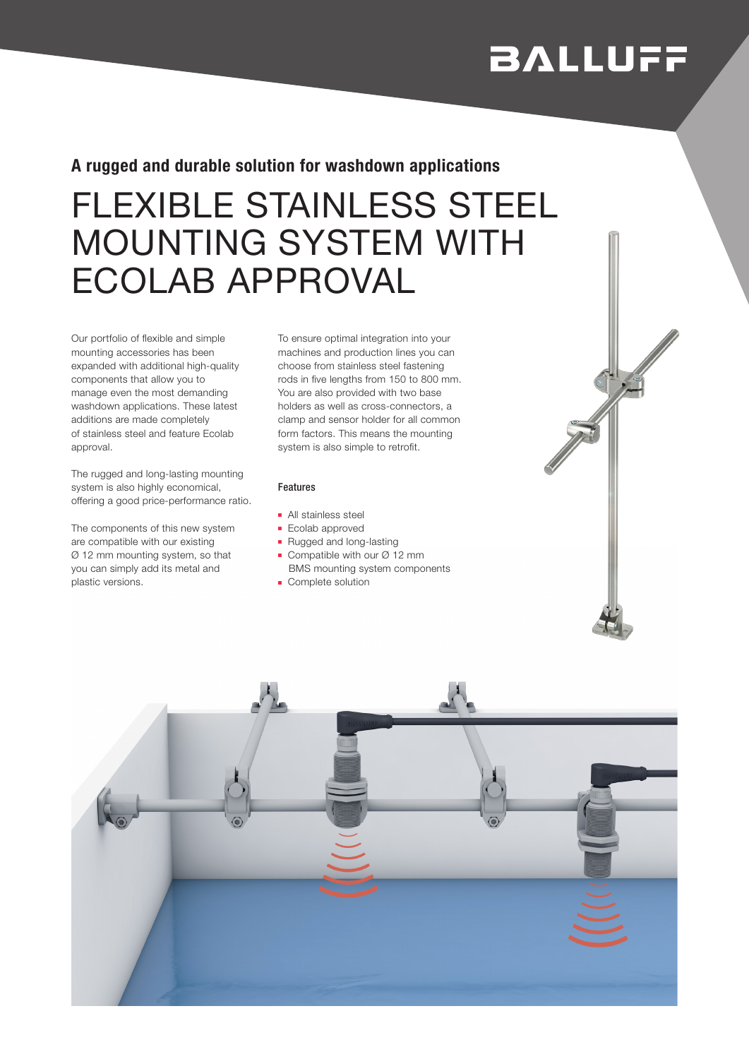BALLUFF

**A rugged and durable solution for washdown applications**

# FLEXIBLE STAINLESS STEEL MOUNTING SYSTEM WITH ECOLAB APPROVAL

Our portfolio of flexible and simple mounting accessories has been expanded with additional high-quality components that allow you to manage even the most demanding washdown applications. These latest additions are made completely of stainless steel and feature Ecolab approval.

The rugged and long-lasting mounting system is also highly economical, offering a good price-performance ratio.

The components of this new system are compatible with our existing Ø 12 mm mounting system, so that you can simply add its metal and plastic versions.

To ensure optimal integration into your machines and production lines you can choose from stainless steel fastening rods in five lengths from 150 to 800 mm. You are also provided with two base holders as well as cross-connectors, a clamp and sensor holder for all common form factors. This means the mounting system is also simple to retrofit.

#### Features

- All stainless steel
- Ecolab approved
- Rugged and long-lasting
- Compatible with our Ø 12 mm BMS mounting system components
- Complete solution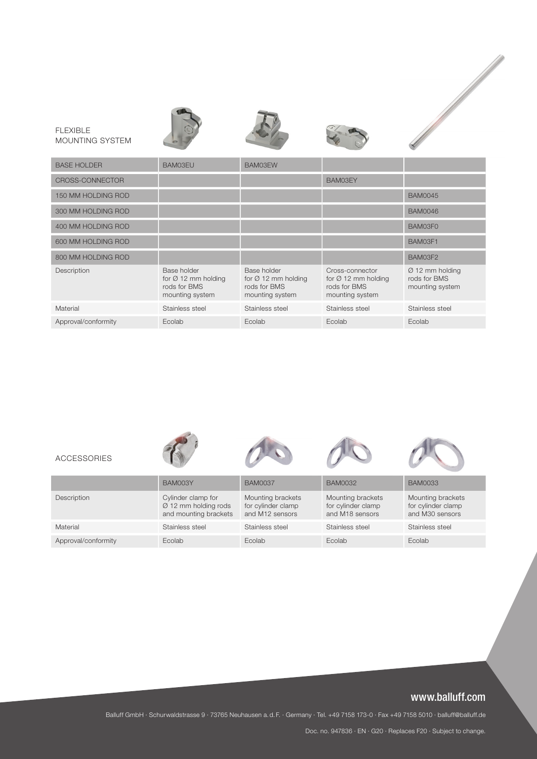## FLEXIBLE MOUNTING SYSTEM

| | | | | |
|---|---|---|---|---|
| BASE HOLDER | BAM03EU | BAM03EW | | |
| CROSS-CONNECTOR | | | BAM03EY | |
| 150 MM HOLDING ROD | | | | BAM0045 |
| 300 MM HOLDING ROD | | | | BAM0046 |
| 400 MM HOLDING ROD | | | | BAM03F0 |
| 600 MM HOLDING ROD | | | | BAM03F1 |
| 800 MM HOLDING ROD | | | | BAM03F2 |
| Description | Base holder for Ø 12 mm holding rods for BMS mounting system | Base holder for Ø 12 mm holding rods for BMS mounting system | Cross-connector for Ø 12 mm holding rods for BMS mounting system | Ø 12 mm holding rods for BMS mounting system |
| Material | Stainless steel | Stainless steel | Stainless steel | Stainless steel |
| Approval/conformity | Ecolab | Ecolab | Ecolab | Ecolab |

## ACCESSORIES

| | BAM003Y | BAM0037 | BAM0032 | BAM0033 |
|---|---|---|---|---|
| Description | Cylinder clamp for Ø 12 mm holding rods and mounting brackets | Mounting brackets for cylinder clamp and M12 sensors | Mounting brackets for cylinder clamp and M18 sensors | Mounting brackets for cylinder clamp and M30 sensors |
| Material | Stainless steel | Stainless steel | Stainless steel | Stainless steel |
| Approval/conformity | Ecolab | Ecolab | Ecolab | Ecolab |

www.balluff.com

Balluff GmbH · Schurwaldstrasse 9 · 73765 Neuhausen a. d. F. · Germany · Tel. +49 7158 173-0 · Fax +49 7158 5010 · balluff@balluff.de

Doc. no. 947836 · EN · G20 · Replaces F20 · Subject to change.